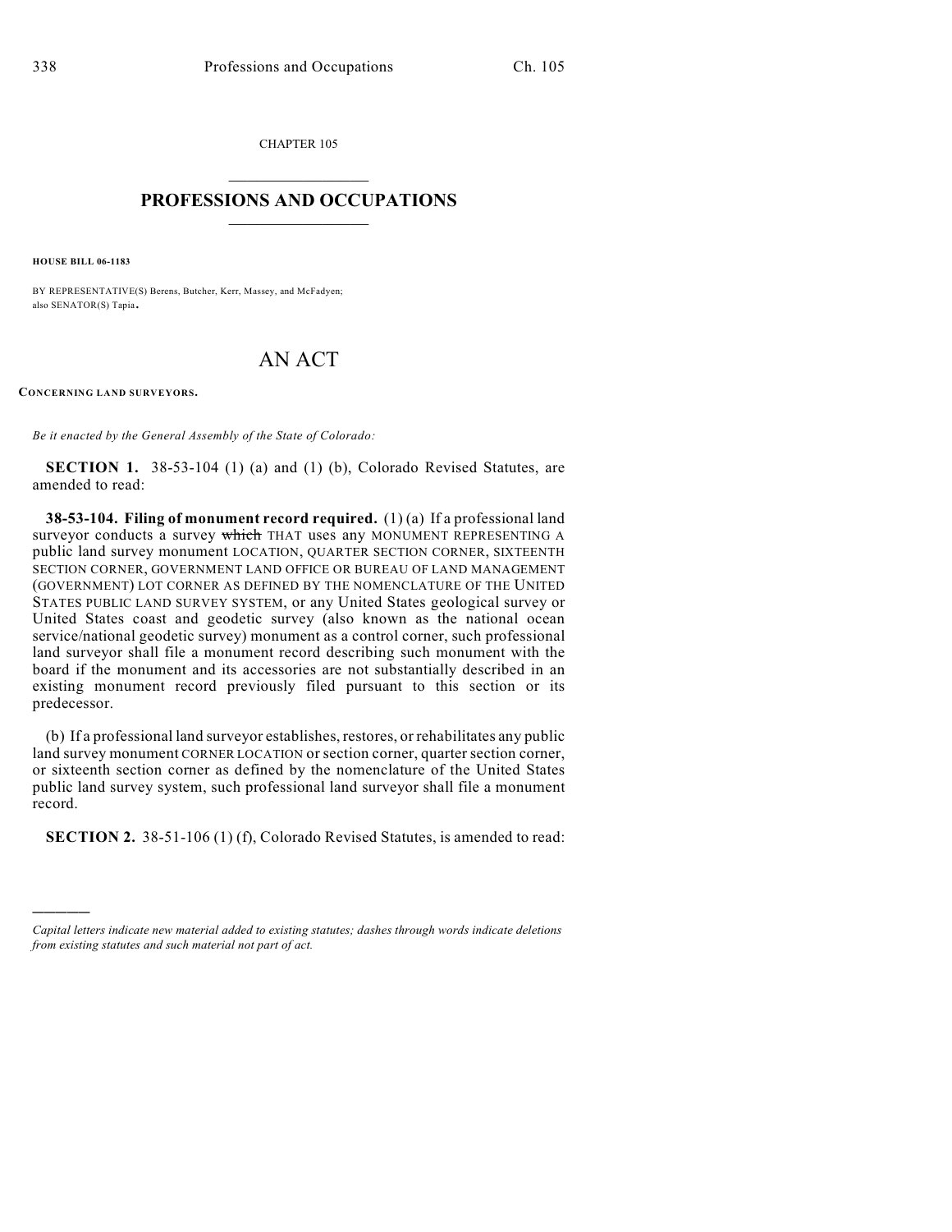CHAPTER 105

# PROFESSIONS AND OCCUPATIONS

**HOUSE BILL 06-1183**

BY REPRESENTATIVE(S) Berens, Butcher, Kerr, Massey, and McFadyen; also SENATOR(S) Tapia.

# AN ACT

**CONCERNING LAND SURVEYORS.**

*Be it enacted by the General Assembly of the State of Colorado:*

**SECTION 1.** 38-53-104 (1) (a) and (1) (b), Colorado Revised Statutes, are amended to read:

**38-53-104. Filing of monument record required.** (1) (a) If a professional land surveyor conducts a survey ~~which~~ THAT uses any MONUMENT REPRESENTING A public land survey monument LOCATION, QUARTER SECTION CORNER, SIXTEENTH SECTION CORNER, GOVERNMENT LAND OFFICE OR BUREAU OF LAND MANAGEMENT (GOVERNMENT) LOT CORNER AS DEFINED BY THE NOMENCLATURE OF THE UNITED STATES PUBLIC LAND SURVEY SYSTEM, or any United States geological survey or United States coast and geodetic survey (also known as the national ocean service/national geodetic survey) monument as a control corner, such professional land surveyor shall file a monument record describing such monument with the board if the monument and its accessories are not substantially described in an existing monument record previously filed pursuant to this section or its predecessor.

(b) If a professional land surveyor establishes, restores, or rehabilitates any public land survey monument CORNER LOCATION or section corner, quarter section corner, or sixteenth section corner as defined by the nomenclature of the United States public land survey system, such professional land surveyor shall file a monument record.

**SECTION 2.** 38-51-106 (1) (f), Colorado Revised Statutes, is amended to read:

---

*Capital letters indicate new material added to existing statutes; dashes through words indicate deletions from existing statutes and such material not part of act.*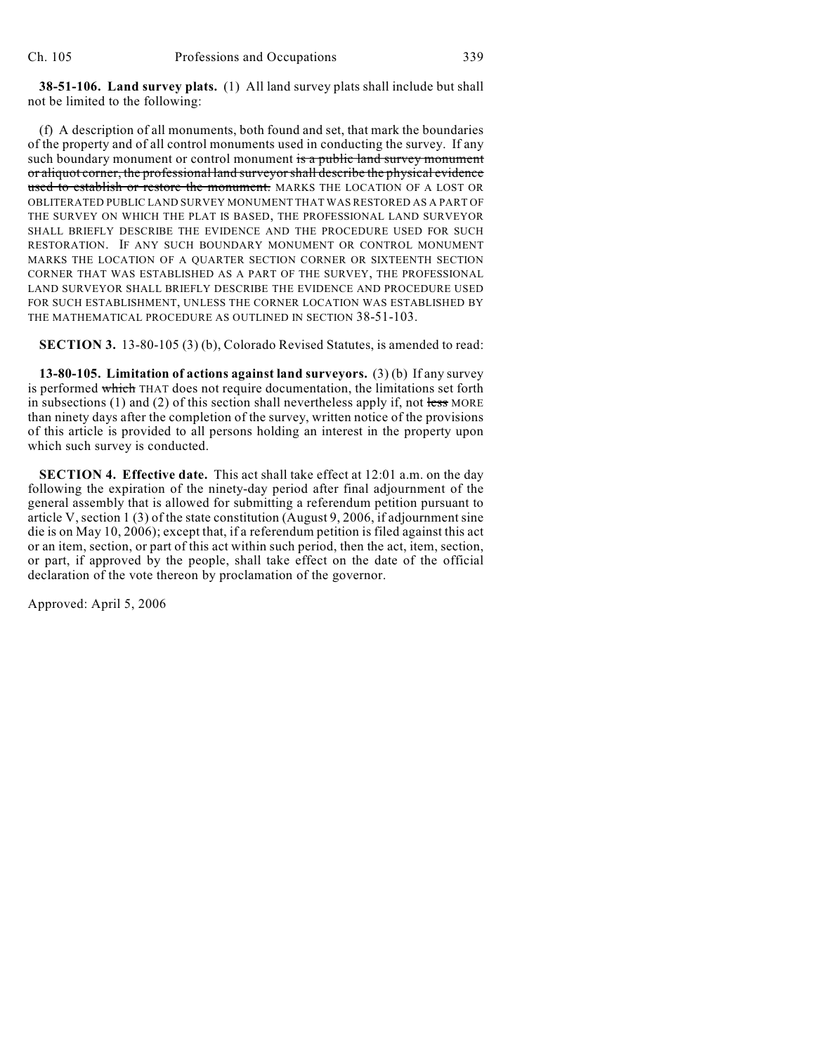**38-51-106. Land survey plats.** (1) All land survey plats shall include but shall not be limited to the following:

(f) A description of all monuments, both found and set, that mark the boundaries of the property and of all control monuments used in conducting the survey. If any such boundary monument or control monument ~~is a public land survey monument or aliquot corner, the professional land surveyor shall describe the physical evidence used to establish or restore the monument.~~ MARKS THE LOCATION OF A LOST OR OBLITERATED PUBLIC LAND SURVEY MONUMENT THAT WAS RESTORED AS A PART OF THE SURVEY ON WHICH THE PLAT IS BASED, THE PROFESSIONAL LAND SURVEYOR SHALL BRIEFLY DESCRIBE THE EVIDENCE AND THE PROCEDURE USED FOR SUCH RESTORATION. IF ANY SUCH BOUNDARY MONUMENT OR CONTROL MONUMENT MARKS THE LOCATION OF A QUARTER SECTION CORNER OR SIXTEENTH SECTION CORNER THAT WAS ESTABLISHED AS A PART OF THE SURVEY, THE PROFESSIONAL LAND SURVEYOR SHALL BRIEFLY DESCRIBE THE EVIDENCE AND PROCEDURE USED FOR SUCH ESTABLISHMENT, UNLESS THE CORNER LOCATION WAS ESTABLISHED BY THE MATHEMATICAL PROCEDURE AS OUTLINED IN SECTION 38-51-103.

**SECTION 3.** 13-80-105 (3) (b), Colorado Revised Statutes, is amended to read:

**13-80-105. Limitation of actions against land surveyors.** (3) (b) If any survey is performed ~~which~~ THAT does not require documentation, the limitations set forth in subsections (1) and (2) of this section shall nevertheless apply if, not ~~less~~ MORE than ninety days after the completion of the survey, written notice of the provisions of this article is provided to all persons holding an interest in the property upon which such survey is conducted.

**SECTION 4. Effective date.** This act shall take effect at 12:01 a.m. on the day following the expiration of the ninety-day period after final adjournment of the general assembly that is allowed for submitting a referendum petition pursuant to article V, section 1 (3) of the state constitution (August 9, 2006, if adjournment sine die is on May 10, 2006); except that, if a referendum petition is filed against this act or an item, section, or part of this act within such period, then the act, item, section, or part, if approved by the people, shall take effect on the date of the official declaration of the vote thereon by proclamation of the governor.

Approved: April 5, 2006